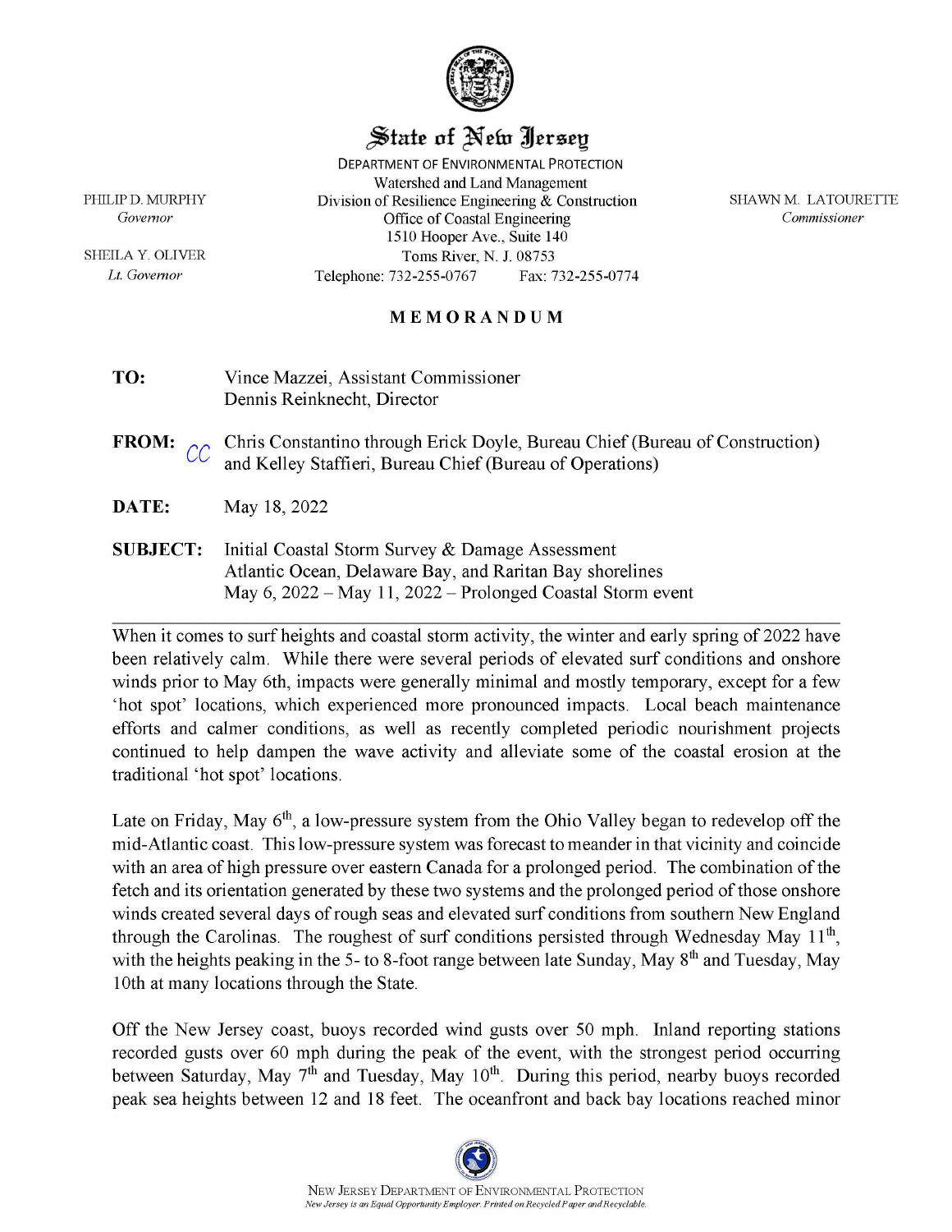# State of New Jersey

DEPARTMENT OF ENVIRONMENTAL PROTECTION
Watershed and Land Management
Division of Resilience Engineering & Construction
Office of Coastal Engineering
1510 Hooper Ave., Suite 140
Toms River, N. J. 08753
Telephone: 732-255-0767 Fax: 732-255-0774

PHILIP D. MURPHY
*Governor*

SHEILA Y. OLIVER
*Lt. Governor*

SHAWN M. LATOURETTE
*Commissioner*

**MEMORANDUM**

**TO:** Vince Mazzei, Assistant Commissioner
Dennis Reinknecht, Director

**FROM:** CC Chris Constantino through Erick Doyle, Bureau Chief (Bureau of Construction) and Kelley Staffieri, Bureau Chief (Bureau of Operations)

**DATE:** May 18, 2022

**SUBJECT:** Initial Coastal Storm Survey & Damage Assessment
Atlantic Ocean, Delaware Bay, and Raritan Bay shorelines
May 6, 2022 – May 11, 2022 – Prolonged Coastal Storm event

---

When it comes to surf heights and coastal storm activity, the winter and early spring of 2022 have been relatively calm. While there were several periods of elevated surf conditions and onshore winds prior to May 6th, impacts were generally minimal and mostly temporary, except for a few 'hot spot' locations, which experienced more pronounced impacts. Local beach maintenance efforts and calmer conditions, as well as recently completed periodic nourishment projects continued to help dampen the wave activity and alleviate some of the coastal erosion at the traditional 'hot spot' locations.

Late on Friday, May 6th, a low-pressure system from the Ohio Valley began to redevelop off the mid-Atlantic coast. This low-pressure system was forecast to meander in that vicinity and coincide with an area of high pressure over eastern Canada for a prolonged period. The combination of the fetch and its orientation generated by these two systems and the prolonged period of those onshore winds created several days of rough seas and elevated surf conditions from southern New England through the Carolinas. The roughest of surf conditions persisted through Wednesday May 11th, with the heights peaking in the 5- to 8-foot range between late Sunday, May 8th and Tuesday, May 10th at many locations through the State.

Off the New Jersey coast, buoys recorded wind gusts over 50 mph. Inland reporting stations recorded gusts over 60 mph during the peak of the event, with the strongest period occurring between Saturday, May 7th and Tuesday, May 10th. During this period, nearby buoys recorded peak sea heights between 12 and 18 feet. The oceanfront and back bay locations reached minor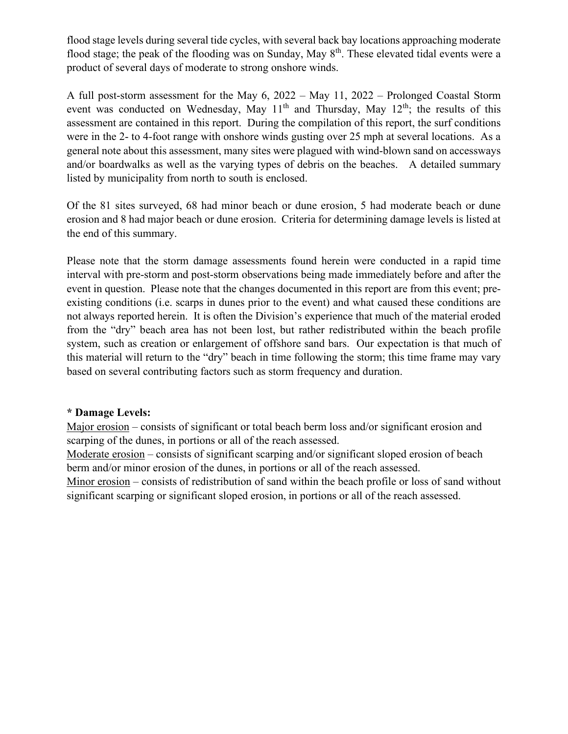flood stage levels during several tide cycles, with several back bay locations approaching moderate flood stage; the peak of the flooding was on Sunday, May 8th. These elevated tidal events were a product of several days of moderate to strong onshore winds.

A full post-storm assessment for the May 6, 2022 – May 11, 2022 – Prolonged Coastal Storm event was conducted on Wednesday, May 11th and Thursday, May 12th; the results of this assessment are contained in this report. During the compilation of this report, the surf conditions were in the 2- to 4-foot range with onshore winds gusting over 25 mph at several locations. As a general note about this assessment, many sites were plagued with wind-blown sand on accessways and/or boardwalks as well as the varying types of debris on the beaches. A detailed summary listed by municipality from north to south is enclosed.

Of the 81 sites surveyed, 68 had minor beach or dune erosion, 5 had moderate beach or dune erosion and 8 had major beach or dune erosion. Criteria for determining damage levels is listed at the end of this summary.

Please note that the storm damage assessments found herein were conducted in a rapid time interval with pre-storm and post-storm observations being made immediately before and after the event in question. Please note that the changes documented in this report are from this event; pre-existing conditions (i.e. scarps in dunes prior to the event) and what caused these conditions are not always reported herein. It is often the Division's experience that much of the material eroded from the "dry" beach area has not been lost, but rather redistributed within the beach profile system, such as creation or enlargement of offshore sand bars. Our expectation is that much of this material will return to the "dry" beach in time following the storm; this time frame may vary based on several contributing factors such as storm frequency and duration.

**\* Damage Levels:**

Major erosion – consists of significant or total beach berm loss and/or significant erosion and scarping of the dunes, in portions or all of the reach assessed.

Moderate erosion – consists of significant scarping and/or significant sloped erosion of beach berm and/or minor erosion of the dunes, in portions or all of the reach assessed.

Minor erosion – consists of redistribution of sand within the beach profile or loss of sand without significant scarping or significant sloped erosion, in portions or all of the reach assessed.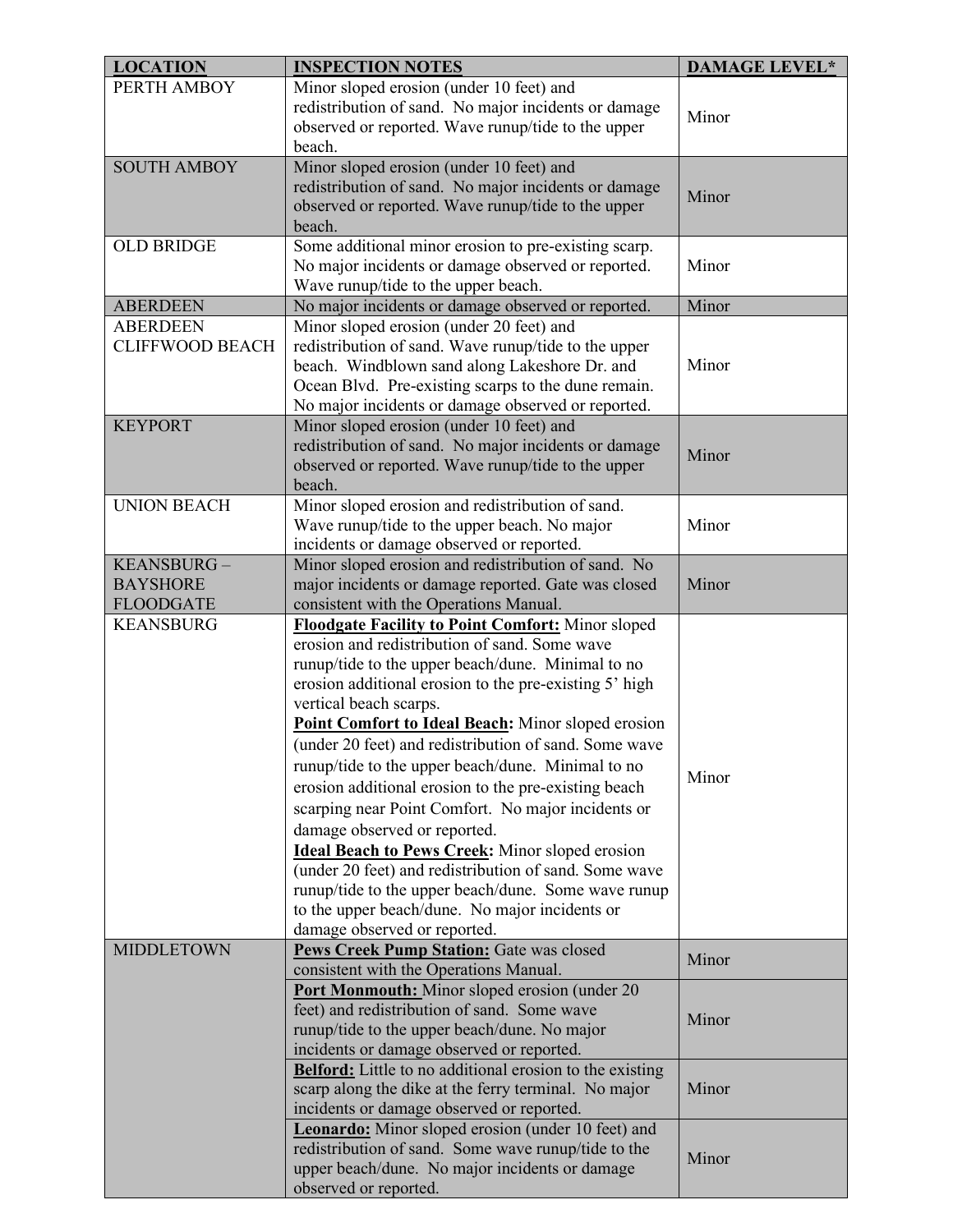| LOCATION | INSPECTION NOTES | DAMAGE LEVEL* |
|---|---|---|
| PERTH AMBOY | Minor sloped erosion (under 10 feet) and redistribution of sand. No major incidents or damage observed or reported. Wave runup/tide to the upper beach. | Minor |
| SOUTH AMBOY | Minor sloped erosion (under 10 feet) and redistribution of sand. No major incidents or damage observed or reported. Wave runup/tide to the upper beach. | Minor |
| OLD BRIDGE | Some additional minor erosion to pre-existing scarp. No major incidents or damage observed or reported. Wave runup/tide to the upper beach. | Minor |
| ABERDEEN | No major incidents or damage observed or reported. | Minor |
| ABERDEEN CLIFFWOOD BEACH | Minor sloped erosion (under 20 feet) and redistribution of sand. Wave runup/tide to the upper beach. Windblown sand along Lakeshore Dr. and Ocean Blvd. Pre-existing scarps to the dune remain. No major incidents or damage observed or reported. | Minor |
| KEYPORT | Minor sloped erosion (under 10 feet) and redistribution of sand. No major incidents or damage observed or reported. Wave runup/tide to the upper beach. | Minor |
| UNION BEACH | Minor sloped erosion and redistribution of sand. Wave runup/tide to the upper beach. No major incidents or damage observed or reported. | Minor |
| KEANSBURG – BAYSHORE FLOODGATE | Minor sloped erosion and redistribution of sand. No major incidents or damage reported. Gate was closed consistent with the Operations Manual. | Minor |
| KEANSBURG | **Floodgate Facility to Point Comfort:** Minor sloped erosion and redistribution of sand. Some wave runup/tide to the upper beach/dune. Minimal to no erosion additional erosion to the pre-existing 5' high vertical beach scarps. **Point Comfort to Ideal Beach:** Minor sloped erosion (under 20 feet) and redistribution of sand. Some wave runup/tide to the upper beach/dune. Minimal to no erosion additional erosion to the pre-existing beach scarping near Point Comfort. No major incidents or damage observed or reported. **Ideal Beach to Pews Creek:** Minor sloped erosion (under 20 feet) and redistribution of sand. Some wave runup/tide to the upper beach/dune. Some wave runup to the upper beach/dune. No major incidents or damage observed or reported. | Minor |
| MIDDLETOWN | **Pews Creek Pump Station:** Gate was closed consistent with the Operations Manual. | Minor |
| | **Port Monmouth:** Minor sloped erosion (under 20 feet) and redistribution of sand. Some wave runup/tide to the upper beach/dune. No major incidents or damage observed or reported. | Minor |
| | **Belford:** Little to no additional erosion to the existing scarp along the dike at the ferry terminal. No major incidents or damage observed or reported. | Minor |
| | **Leonardo:** Minor sloped erosion (under 10 feet) and redistribution of sand. Some wave runup/tide to the upper beach/dune. No major incidents or damage observed or reported. | Minor |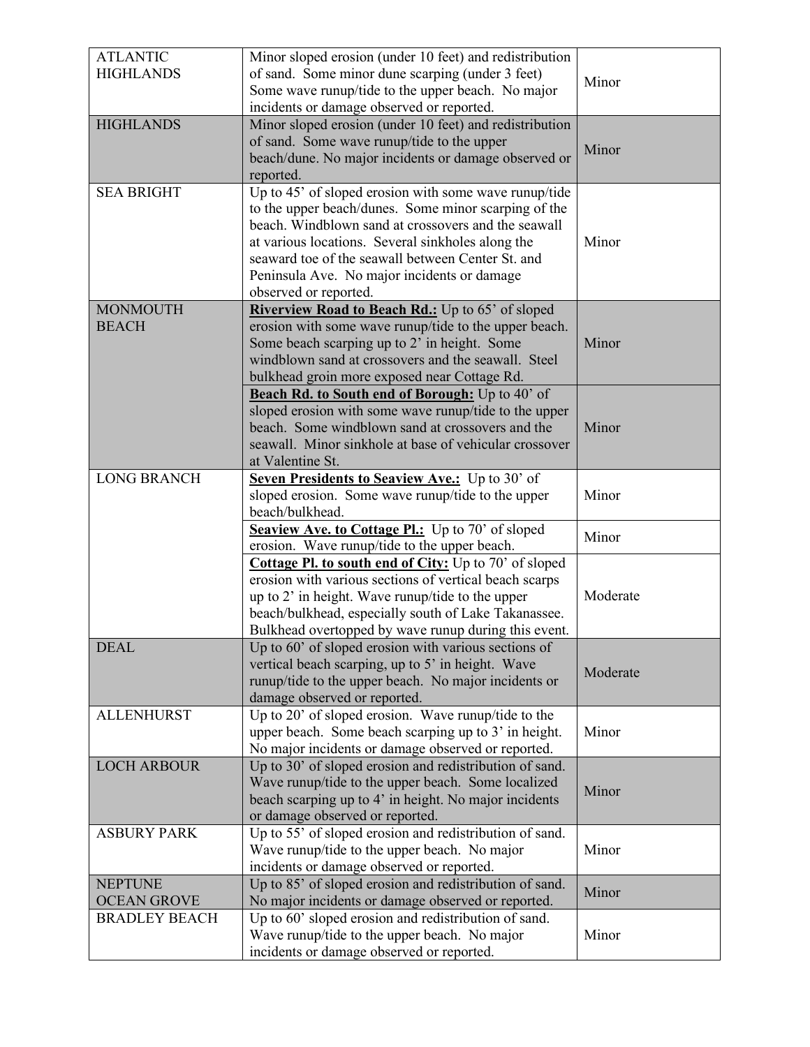| | | |
|---|---|---|
| ATLANTIC HIGHLANDS | Minor sloped erosion (under 10 feet) and redistribution of sand. Some minor dune scarping (under 3 feet) Some wave runup/tide to the upper beach. No major incidents or damage observed or reported. | Minor |
| HIGHLANDS | Minor sloped erosion (under 10 feet) and redistribution of sand. Some wave runup/tide to the upper beach/dune. No major incidents or damage observed or reported. | Minor |
| SEA BRIGHT | Up to 45' of sloped erosion with some wave runup/tide to the upper beach/dunes. Some minor scarping of the beach. Windblown sand at crossovers and the seawall at various locations. Several sinkholes along the seaward toe of the seawall between Center St. and Peninsula Ave. No major incidents or damage observed or reported. | Minor |
| MONMOUTH BEACH | **<u>Riverview Road to Beach Rd.:</u>** Up to 65' of sloped erosion with some wave runup/tide to the upper beach. Some beach scarping up to 2' in height. Some windblown sand at crossovers and the seawall. Steel bulkhead groin more exposed near Cottage Rd. | Minor |
| | **<u>Beach Rd. to South end of Borough:</u>** Up to 40' of sloped erosion with some wave runup/tide to the upper beach. Some windblown sand at crossovers and the seawall. Minor sinkhole at base of vehicular crossover at Valentine St. | Minor |
| LONG BRANCH | **<u>Seven Presidents to Seaview Ave.:</u>** Up to 30' of sloped erosion. Some wave runup/tide to the upper beach/bulkhead. | Minor |
| | **<u>Seaview Ave. to Cottage Pl.:</u>** Up to 70' of sloped erosion. Wave runup/tide to the upper beach. | Minor |
| | **<u>Cottage Pl. to south end of City:</u>** Up to 70' of sloped erosion with various sections of vertical beach scarps up to 2' in height. Wave runup/tide to the upper beach/bulkhead, especially south of Lake Takanassee. Bulkhead overtopped by wave runup during this event. | Moderate |
| DEAL | Up to 60' of sloped erosion with various sections of vertical beach scarping, up to 5' in height. Wave runup/tide to the upper beach. No major incidents or damage observed or reported. | Moderate |
| ALLENHURST | Up to 20' of sloped erosion. Wave runup/tide to the upper beach. Some beach scarping up to 3' in height. No major incidents or damage observed or reported. | Minor |
| LOCH ARBOUR | Up to 30' of sloped erosion and redistribution of sand. Wave runup/tide to the upper beach. Some localized beach scarping up to 4' in height. No major incidents or damage observed or reported. | Minor |
| ASBURY PARK | Up to 55' of sloped erosion and redistribution of sand. Wave runup/tide to the upper beach. No major incidents or damage observed or reported. | Minor |
| NEPTUNE OCEAN GROVE | Up to 85' of sloped erosion and redistribution of sand. No major incidents or damage observed or reported. | Minor |
| BRADLEY BEACH | Up to 60' sloped erosion and redistribution of sand. Wave runup/tide to the upper beach. No major incidents or damage observed or reported. | Minor |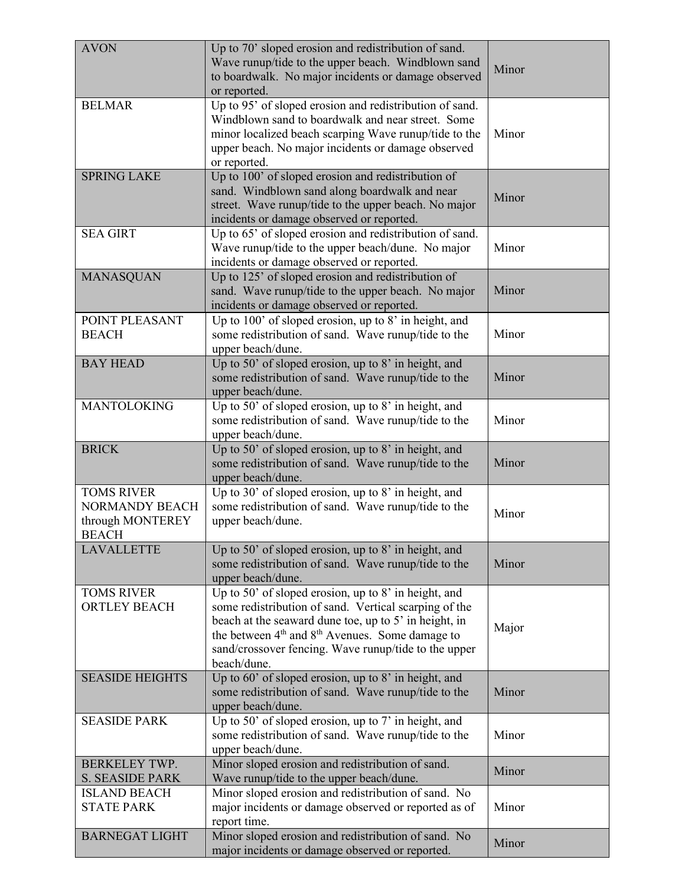| AVON | Up to 70’ sloped erosion and redistribution of sand. Wave runup/tide to the upper beach. Windblown sand to boardwalk. No major incidents or damage observed or reported. | Minor |
|---|---|---|
| BELMAR | Up to 95’ of sloped erosion and redistribution of sand. Windblown sand to boardwalk and near street. Some minor localized beach scarping Wave runup/tide to the upper beach. No major incidents or damage observed or reported. | Minor |
| SPRING LAKE | Up to 100’ of sloped erosion and redistribution of sand. Windblown sand along boardwalk and near street. Wave runup/tide to the upper beach. No major incidents or damage observed or reported. | Minor |
| SEA GIRT | Up to 65’ of sloped erosion and redistribution of sand. Wave runup/tide to the upper beach/dune. No major incidents or damage observed or reported. | Minor |
| MANASQUAN | Up to 125’ of sloped erosion and redistribution of sand. Wave runup/tide to the upper beach. No major incidents or damage observed or reported. | Minor |
| POINT PLEASANT BEACH | Up to 100’ of sloped erosion, up to 8’ in height, and some redistribution of sand. Wave runup/tide to the upper beach/dune. | Minor |
| BAY HEAD | Up to 50’ of sloped erosion, up to 8’ in height, and some redistribution of sand. Wave runup/tide to the upper beach/dune. | Minor |
| MANTOLOKING | Up to 50’ of sloped erosion, up to 8’ in height, and some redistribution of sand. Wave runup/tide to the upper beach/dune. | Minor |
| BRICK | Up to 50’ of sloped erosion, up to 8’ in height, and some redistribution of sand. Wave runup/tide to the upper beach/dune. | Minor |
| TOMS RIVER NORMANDY BEACH through MONTEREY BEACH | Up to 30’ of sloped erosion, up to 8’ in height, and some redistribution of sand. Wave runup/tide to the upper beach/dune. | Minor |
| LAVALLETTE | Up to 50’ of sloped erosion, up to 8’ in height, and some redistribution of sand. Wave runup/tide to the upper beach/dune. | Minor |
| TOMS RIVER ORTLEY BEACH | Up to 50’ of sloped erosion, up to 8’ in height, and some redistribution of sand. Vertical scarping of the beach at the seaward dune toe, up to 5’ in height, in the between 4th and 8th Avenues. Some damage to sand/crossover fencing. Wave runup/tide to the upper beach/dune. | Major |
| SEASIDE HEIGHTS | Up to 60’ of sloped erosion, up to 8’ in height, and some redistribution of sand. Wave runup/tide to the upper beach/dune. | Minor |
| SEASIDE PARK | Up to 50’ of sloped erosion, up to 7’ in height, and some redistribution of sand. Wave runup/tide to the upper beach/dune. | Minor |
| BERKELEY TWP. S. SEASIDE PARK | Minor sloped erosion and redistribution of sand. Wave runup/tide to the upper beach/dune. | Minor |
| ISLAND BEACH STATE PARK | Minor sloped erosion and redistribution of sand. No major incidents or damage observed or reported as of report time. | Minor |
| BARNEGAT LIGHT | Minor sloped erosion and redistribution of sand. No major incidents or damage observed or reported. | Minor |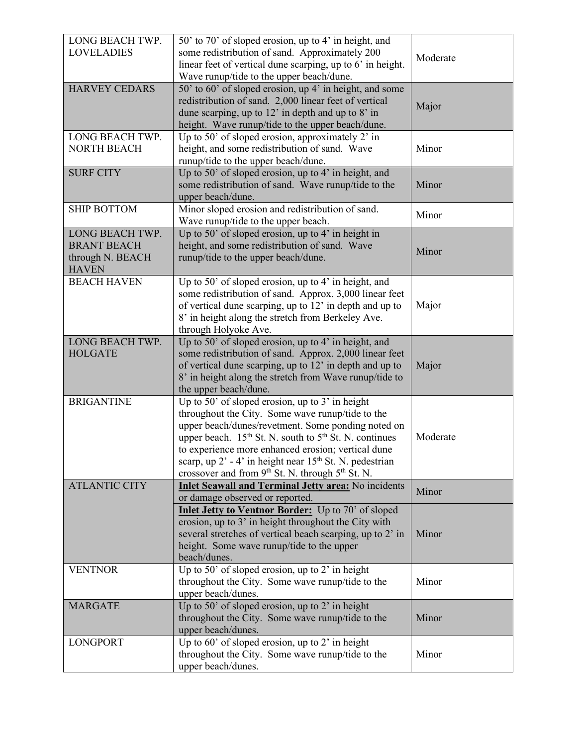| | | |
|---|---|---|
| LONG BEACH TWP. LOVELADIES | 50' to 70' of sloped erosion, up to 4' in height, and some redistribution of sand. Approximately 200 linear feet of vertical dune scarping, up to 6' in height. Wave runup/tide to the upper beach/dune. | Moderate |
| HARVEY CEDARS | 50' to 60' of sloped erosion, up 4' in height, and some redistribution of sand. 2,000 linear feet of vertical dune scarping, up to 12' in depth and up to 8' in height. Wave runup/tide to the upper beach/dune. | Major |
| LONG BEACH TWP. NORTH BEACH | Up to 50' of sloped erosion, approximately 2' in height, and some redistribution of sand. Wave runup/tide to the upper beach/dune. | Minor |
| SURF CITY | Up to 50' of sloped erosion, up to 4' in height, and some redistribution of sand. Wave runup/tide to the upper beach/dune. | Minor |
| SHIP BOTTOM | Minor sloped erosion and redistribution of sand. Wave runup/tide to the upper beach. | Minor |
| LONG BEACH TWP. BRANT BEACH through N. BEACH HAVEN | Up to 50' of sloped erosion, up to 4' in height in height, and some redistribution of sand. Wave runup/tide to the upper beach/dune. | Minor |
| BEACH HAVEN | Up to 50' of sloped erosion, up to 4' in height, and some redistribution of sand. Approx. 3,000 linear feet of vertical dune scarping, up to 12' in depth and up to 8' in height along the stretch from Berkeley Ave. through Holyoke Ave. | Major |
| LONG BEACH TWP. HOLGATE | Up to 50' of sloped erosion, up to 4' in height, and some redistribution of sand. Approx. 2,000 linear feet of vertical dune scarping, up to 12' in depth and up to 8' in height along the stretch from Wave runup/tide to the upper beach/dune. | Major |
| BRIGANTINE | Up to 50' of sloped erosion, up to 3' in height throughout the City. Some wave runup/tide to the upper beach/dunes/revetment. Some ponding noted on upper beach. 15th St. N. south to 5th St. N. continues to experience more enhanced erosion; vertical dune scarp, up 2' - 4' in height near 15th St. N. pedestrian crossover and from 9th St. N. through 5th St. N. | Moderate |
| ATLANTIC CITY | **Inlet Seawall and Terminal Jetty area:** No incidents or damage observed or reported. | Minor |
| | **Inlet Jetty to Ventnor Border:** Up to 70' of sloped erosion, up to 3' in height throughout the City with several stretches of vertical beach scarping, up to 2' in height. Some wave runup/tide to the upper beach/dunes. | Minor |
| VENTNOR | Up to 50' of sloped erosion, up to 2' in height throughout the City. Some wave runup/tide to the upper beach/dunes. | Minor |
| MARGATE | Up to 50' of sloped erosion, up to 2' in height throughout the City. Some wave runup/tide to the upper beach/dunes. | Minor |
| LONGPORT | Up to 60' of sloped erosion, up to 2' in height throughout the City. Some wave runup/tide to the upper beach/dunes. | Minor |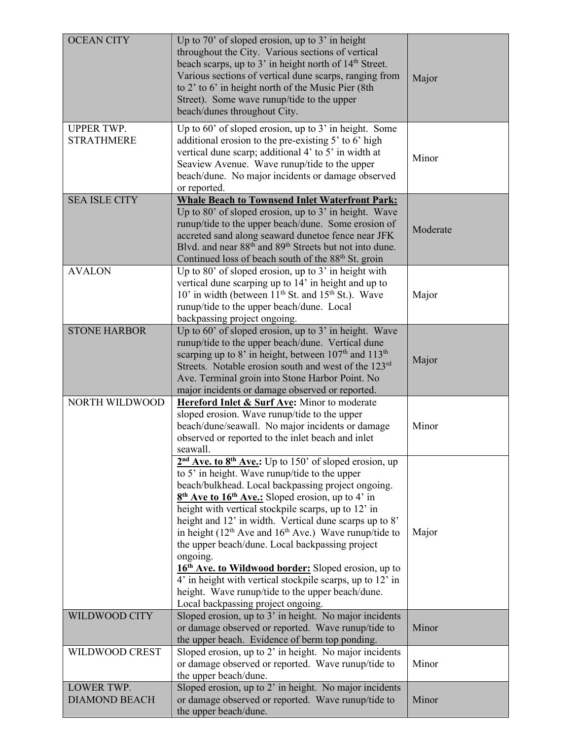| | | |
|---|---|---|
| OCEAN CITY | Up to 70' of sloped erosion, up to 3' in height throughout the City. Various sections of vertical beach scarps, up to 3' in height north of 14th Street. Various sections of vertical dune scarps, ranging from to 2' to 6' in height north of the Music Pier (8th Street). Some wave runup/tide to the upper beach/dunes throughout City. | Major |
| UPPER TWP. STRATHMERE | Up to 60' of sloped erosion, up to 3' in height. Some additional erosion to the pre-existing 5' to 6' high vertical dune scarp; additional 4' to 5' in width at Seaview Avenue. Wave runup/tide to the upper beach/dune. No major incidents or damage observed or reported. | Minor |
| SEA ISLE CITY | **Whale Beach to Townsend Inlet Waterfront Park:** Up to 80' of sloped erosion, up to 3' in height. Wave runup/tide to the upper beach/dune. Some erosion of accreted sand along seaward dunetoe fence near JFK Blvd. and near 88th and 89th Streets but not into dune. Continued loss of beach south of the 88th St. groin | Moderate |
| AVALON | Up to 80' of sloped erosion, up to 3' in height with vertical dune scarping up to 14' in height and up to 10' in width (between 11th St. and 15th St.). Wave runup/tide to the upper beach/dune. Local backpassing project ongoing. | Major |
| STONE HARBOR | Up to 60' of sloped erosion, up to 3' in height. Wave runup/tide to the upper beach/dune. Vertical dune scarping up to 8' in height, between 107th and 113th Streets. Notable erosion south and west of the 123rd Ave. Terminal groin into Stone Harbor Point. No major incidents or damage observed or reported. | Major |
| NORTH WILDWOOD | **Hereford Inlet & Surf Ave:** Minor to moderate sloped erosion. Wave runup/tide to the upper beach/dune/seawall. No major incidents or damage observed or reported to the inlet beach and inlet seawall. | Minor |
| | **2nd Ave. to 8th Ave.:** Up to 150' of sloped erosion, up to 5' in height. Wave runup/tide to the upper beach/bulkhead. Local backpassing project ongoing. **8th Ave to 16th Ave.:** Sloped erosion, up to 4' in height with vertical stockpile scarps, up to 12' in height and 12' in width. Vertical dune scarps up to 8' in height (12th Ave and 16th Ave.) Wave runup/tide to the upper beach/dune. Local backpassing project ongoing. **16th Ave. to Wildwood border:** Sloped erosion, up to 4' in height with vertical stockpile scarps, up to 12' in height. Wave runup/tide to the upper beach/dune. Local backpassing project ongoing. | Major |
| WILDWOOD CITY | Sloped erosion, up to 3' in height. No major incidents or damage observed or reported. Wave runup/tide to the upper beach. Evidence of berm top ponding. | Minor |
| WILDWOOD CREST | Sloped erosion, up to 2' in height. No major incidents or damage observed or reported. Wave runup/tide to the upper beach/dune. | Minor |
| LOWER TWP. DIAMOND BEACH | Sloped erosion, up to 2' in height. No major incidents or damage observed or reported. Wave runup/tide to the upper beach/dune. | Minor |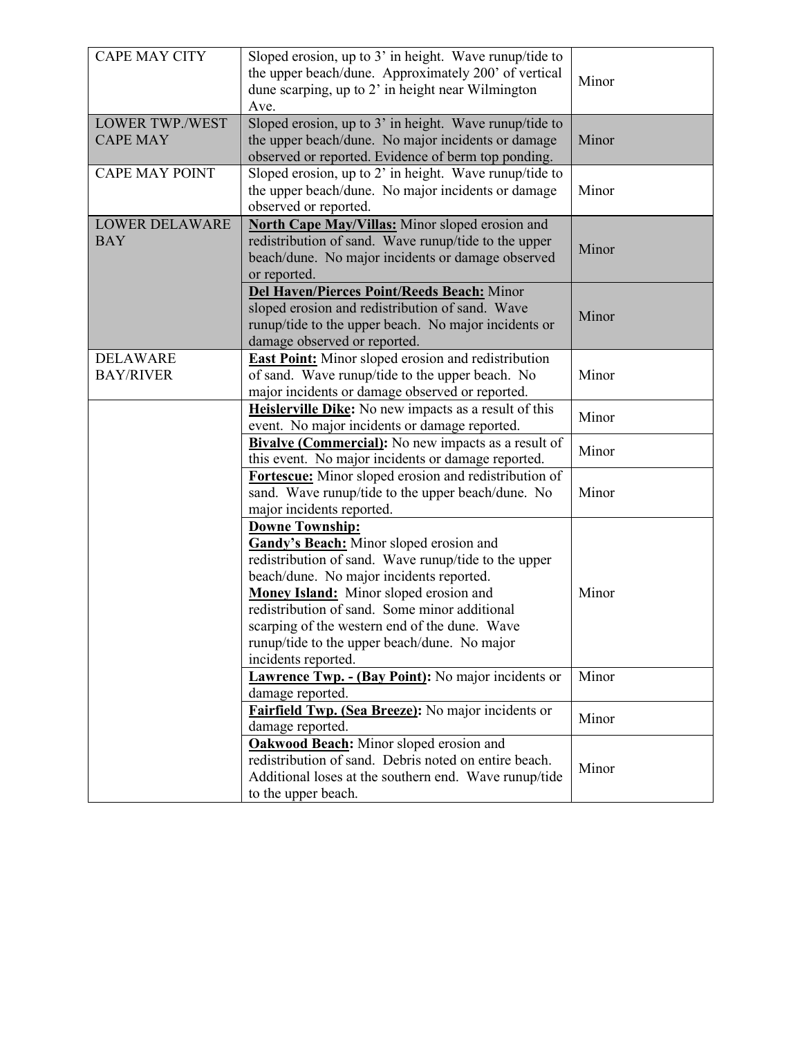| | | |
|---|---|---|
| CAPE MAY CITY | Sloped erosion, up to 3' in height. Wave runup/tide to the upper beach/dune. Approximately 200' of vertical dune scarping, up to 2' in height near Wilmington Ave. | Minor |
| LOWER TWP./WEST CAPE MAY | Sloped erosion, up to 3' in height. Wave runup/tide to the upper beach/dune. No major incidents or damage observed or reported. Evidence of berm top ponding. | Minor |
| CAPE MAY POINT | Sloped erosion, up to 2' in height. Wave runup/tide to the upper beach/dune. No major incidents or damage observed or reported. | Minor |
| LOWER DELAWARE BAY | **North Cape May/Villas:** Minor sloped erosion and redistribution of sand. Wave runup/tide to the upper beach/dune. No major incidents or damage observed or reported. | Minor |
| | **Del Haven/Pierces Point/Reeds Beach:** Minor sloped erosion and redistribution of sand. Wave runup/tide to the upper beach. No major incidents or damage observed or reported. | Minor |
| DELAWARE BAY/RIVER | **East Point:** Minor sloped erosion and redistribution of sand. Wave runup/tide to the upper beach. No major incidents or damage observed or reported. | Minor |
| | **Heislerville Dike:** No new impacts as a result of this event. No major incidents or damage reported. | Minor |
| | **Bivalve (Commercial):** No new impacts as a result of this event. No major incidents or damage reported. | Minor |
| | **Fortescue:** Minor sloped erosion and redistribution of sand. Wave runup/tide to the upper beach/dune. No major incidents reported. | Minor |
| | **Downe Township:** **Gandy's Beach:** Minor sloped erosion and redistribution of sand. Wave runup/tide to the upper beach/dune. No major incidents reported. **Money Island:** Minor sloped erosion and redistribution of sand. Some minor additional scarping of the western end of the dune. Wave runup/tide to the upper beach/dune. No major incidents reported. | Minor |
| | **Lawrence Twp. - (Bay Point):** No major incidents or damage reported. | Minor |
| | **Fairfield Twp. (Sea Breeze):** No major incidents or damage reported. | Minor |
| | **Oakwood Beach:** Minor sloped erosion and redistribution of sand. Debris noted on entire beach. Additional loses at the southern end. Wave runup/tide to the upper beach. | Minor |